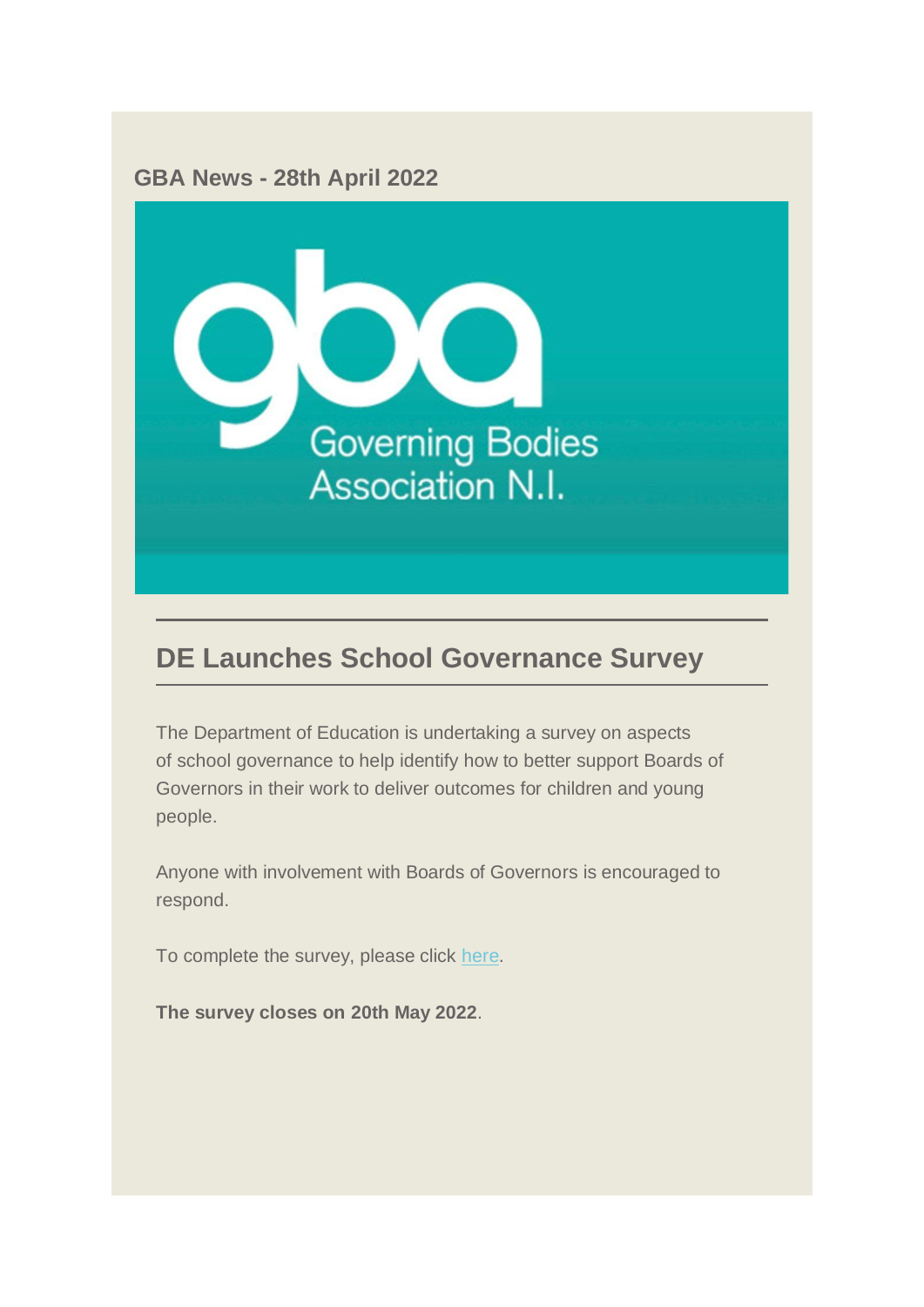### GBA News - 28th April 2022

Governing Bodies Association N.I.

## DE Launches School Governance Survey

The Department of Education is undertaking a survey on aspects of school governance to help identify how to better support Boards of Governors in their work to deliver outcomes for children and young people.

Anyone with involvement with Boards of Governors is encouraged to respond.

To complete the survey, please click here.

**The survey closes on 20th May 2022**.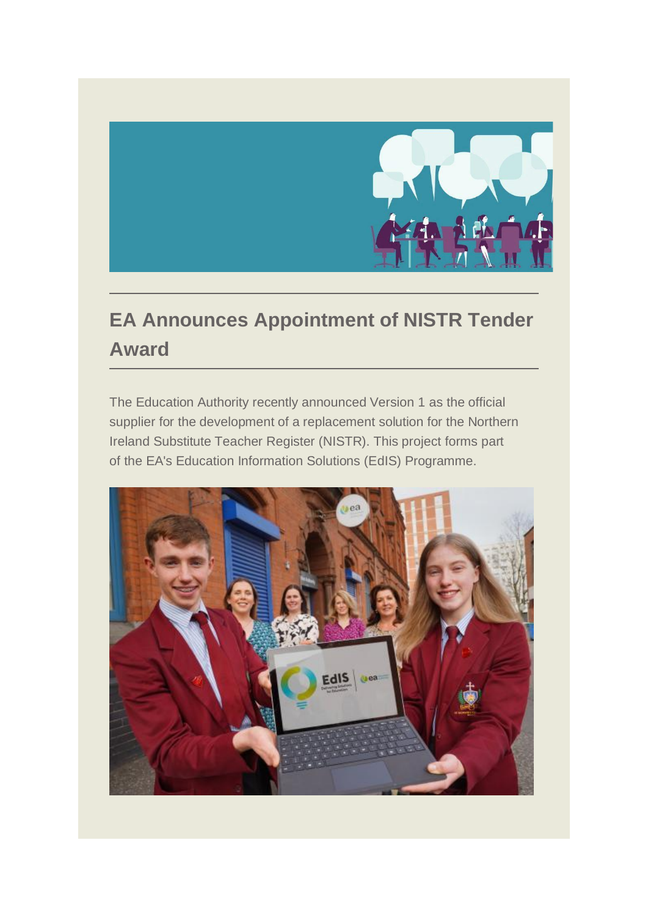## EA Announces Appointment of NISTR Tender Award

The Education Authority recently announced Version 1 as the official supplier for the development of a replacement solution for the Northern Ireland Substitute Teacher Register (NISTR). This project forms part of the EA's Education Information Solutions (EdIS) Programme.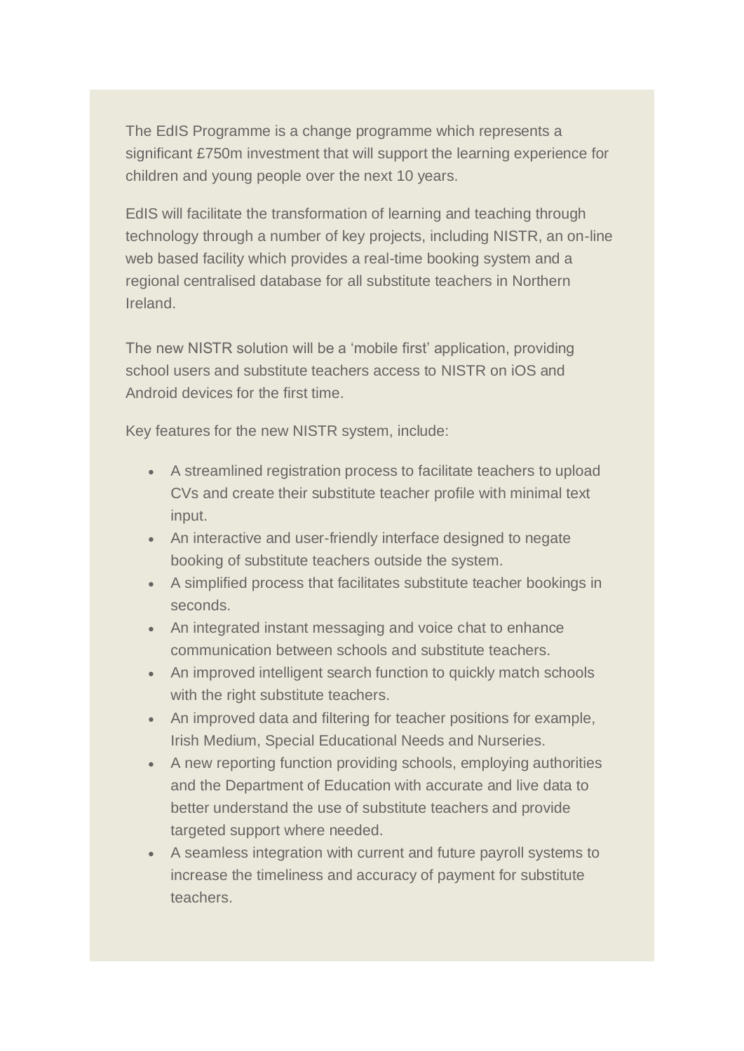The EdIS Programme is a change programme which represents a significant £750m investment that will support the learning experience for children and young people over the next 10 years.

EdIS will facilitate the transformation of learning and teaching through technology through a number of key projects, including NISTR, an on-line web based facility which provides a real-time booking system and a regional centralised database for all substitute teachers in Northern Ireland.

The new NISTR solution will be a 'mobile first' application, providing school users and substitute teachers access to NISTR on iOS and Android devices for the first time.

Key features for the new NISTR system, include:

- A streamlined registration process to facilitate teachers to upload CVs and create their substitute teacher profile with minimal text input.
- An interactive and user-friendly interface designed to negate booking of substitute teachers outside the system.
- A simplified process that facilitates substitute teacher bookings in seconds.
- An integrated instant messaging and voice chat to enhance communication between schools and substitute teachers.
- An improved intelligent search function to quickly match schools with the right substitute teachers.
- An improved data and filtering for teacher positions for example, Irish Medium, Special Educational Needs and Nurseries.
- A new reporting function providing schools, employing authorities and the Department of Education with accurate and live data to better understand the use of substitute teachers and provide targeted support where needed.
- A seamless integration with current and future payroll systems to increase the timeliness and accuracy of payment for substitute teachers.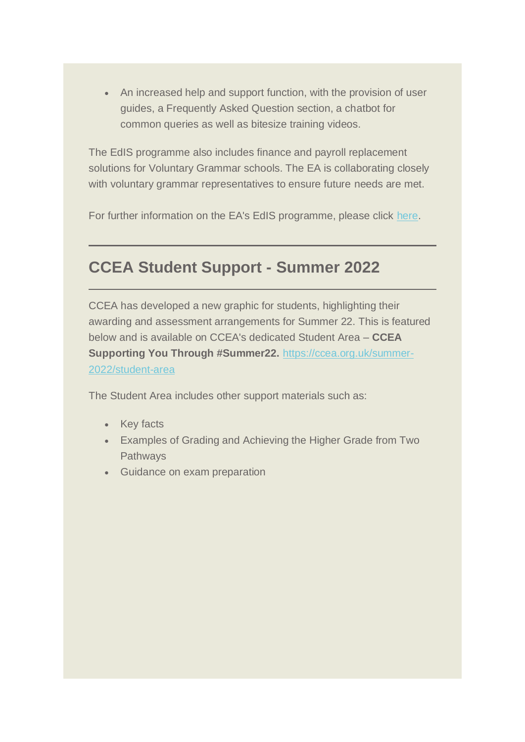- An increased help and support function, with the provision of user guides, a Frequently Asked Question section, a chatbot for common queries as well as bitesize training videos.

The EdIS programme also includes finance and payroll replacement solutions for Voluntary Grammar schools. The EA is collaborating closely with voluntary grammar representatives to ensure future needs are met.

For further information on the EA's EdIS programme, please click [here](#).

---

## CCEA Student Support - Summer 2022

---

CCEA has developed a new graphic for students, highlighting their awarding and assessment arrangements for Summer 22. This is featured below and is available on CCEA's dedicated Student Area – **CCEA Supporting You Through #Summer22.** [https://ccea.org.uk/summer-2022/student-area](https://ccea.org.uk/summer-2022/student-area)

The Student Area includes other support materials such as:

- Key facts
- Examples of Grading and Achieving the Higher Grade from Two Pathways
- Guidance on exam preparation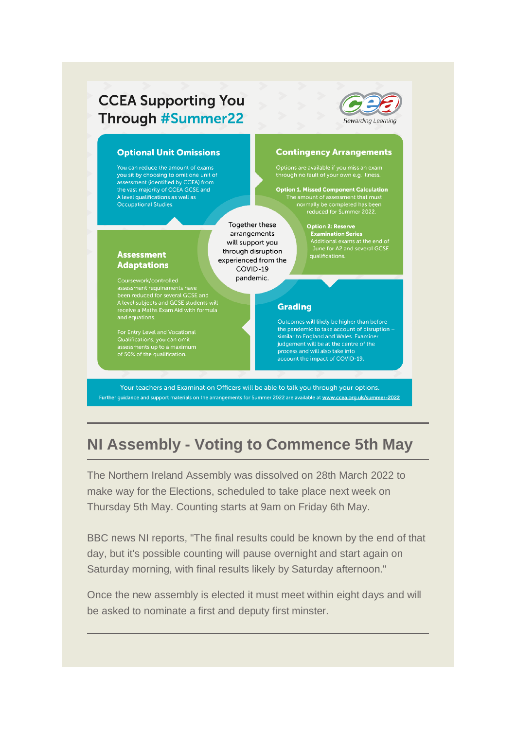## CCEA Supporting You Through #Summer22

*Rewarding Learning*

### Optional Unit Omissions

You can reduce the amount of exams you sit by choosing to omit one unit of assessment (identified by CCEA) from the vast majority of CCEA GCSE and A level qualifications as well as Occupational Studies.

### Contingency Arrangements

Options are available if you miss an exam through no fault of your own e.g. illness.

**Option 1. Missed Component Calculation**
The amount of assessment that must normally be completed has been reduced for Summer 2022.

**Option 2: Reserve Examination Series**
Additional exams at the end of June for A2 and several GCSE qualifications.

Together these arrangements will support you through disruption experienced from the COVID-19 pandemic.

### Assessment Adaptations

Coursework/controlled assessment requirements have been reduced for several GCSE and A level subjects and GCSE students will receive a Maths Exam Aid with formula and equations.

For Entry Level and Vocational Qualifications, you can omit assessments up to a maximum of 50% of the qualification.

### Grading

Outcomes will likely be higher than before the pandemic to take account of disruption – similar to England and Wales. Examiner judgement will be at the centre of the process and will also take into account the impact of COVID-19.

Your teachers and Examination Officers will be able to talk you through your options.

Further guidance and support materials on the arrangements for Summer 2022 are available at www.ccea.org.uk/summer-2022

---

## NI Assembly - Voting to Commence 5th May

The Northern Ireland Assembly was dissolved on 28th March 2022 to make way for the Elections, scheduled to take place next week on Thursday 5th May. Counting starts at 9am on Friday 6th May.

BBC news NI reports, "The final results could be known by the end of that day, but it's possible counting will pause overnight and start again on Saturday morning, with final results likely by Saturday afternoon."

Once the new assembly is elected it must meet within eight days and will be asked to nominate a first and deputy first minster.

---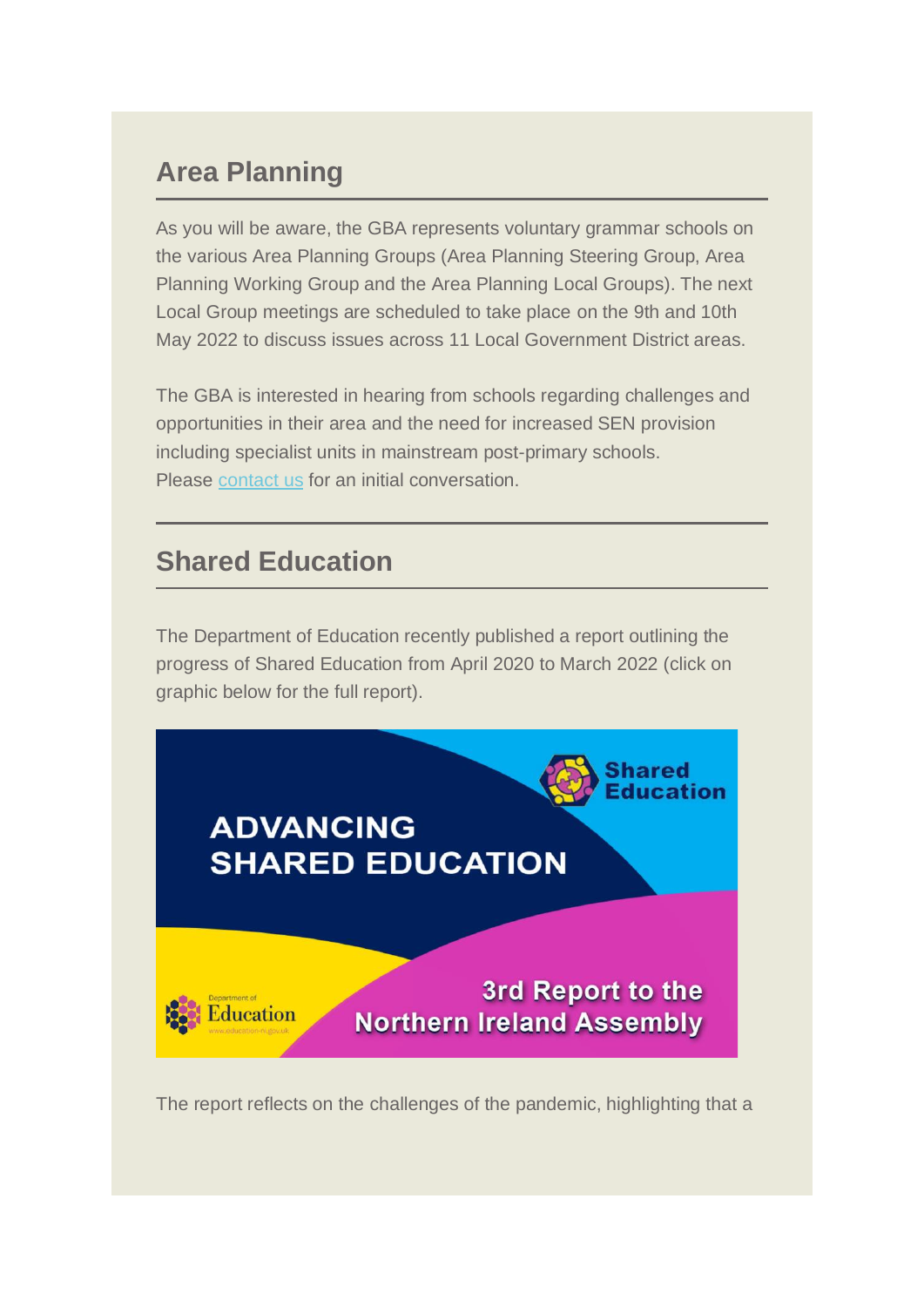## Area Planning

As you will be aware, the GBA represents voluntary grammar schools on the various Area Planning Groups (Area Planning Steering Group, Area Planning Working Group and the Area Planning Local Groups). The next Local Group meetings are scheduled to take place on the 9th and 10th May 2022 to discuss issues across 11 Local Government District areas.

The GBA is interested in hearing from schools regarding challenges and opportunities in their area and the need for increased SEN provision including specialist units in mainstream post-primary schools. Please contact us for an initial conversation.

## Shared Education

The Department of Education recently published a report outlining the progress of Shared Education from April 2020 to March 2022 (click on graphic below for the full report).

Shared Education

ADVANCING SHARED EDUCATION

Department of Education
www.education-ni.gov.uk

3rd Report to the Northern Ireland Assembly

The report reflects on the challenges of the pandemic, highlighting that a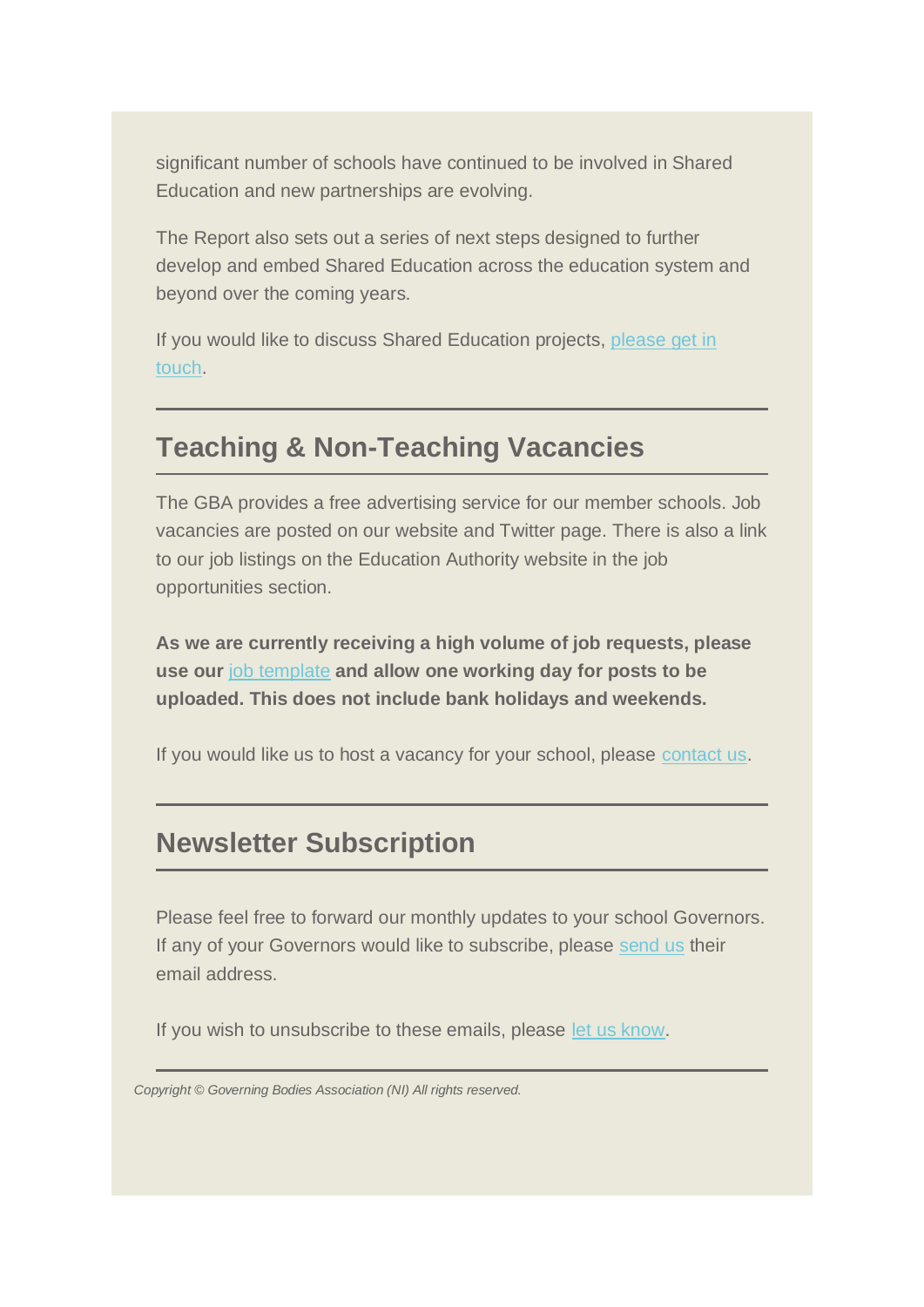significant number of schools have continued to be involved in Shared Education and new partnerships are evolving.

The Report also sets out a series of next steps designed to further develop and embed Shared Education across the education system and beyond over the coming years.

If you would like to discuss Shared Education projects, please get in touch.

---

## Teaching & Non-Teaching Vacancies

The GBA provides a free advertising service for our member schools. Job vacancies are posted on our website and Twitter page. There is also a link to our job listings on the Education Authority website in the job opportunities section.

**As we are currently receiving a high volume of job requests, please use our job template and allow one working day for posts to be uploaded. This does not include bank holidays and weekends.**

If you would like us to host a vacancy for your school, please contact us.

---

## Newsletter Subscription

Please feel free to forward our monthly updates to your school Governors. If any of your Governors would like to subscribe, please send us their email address.

If you wish to unsubscribe to these emails, please let us know.

---

*Copyright © Governing Bodies Association (NI) All rights reserved.*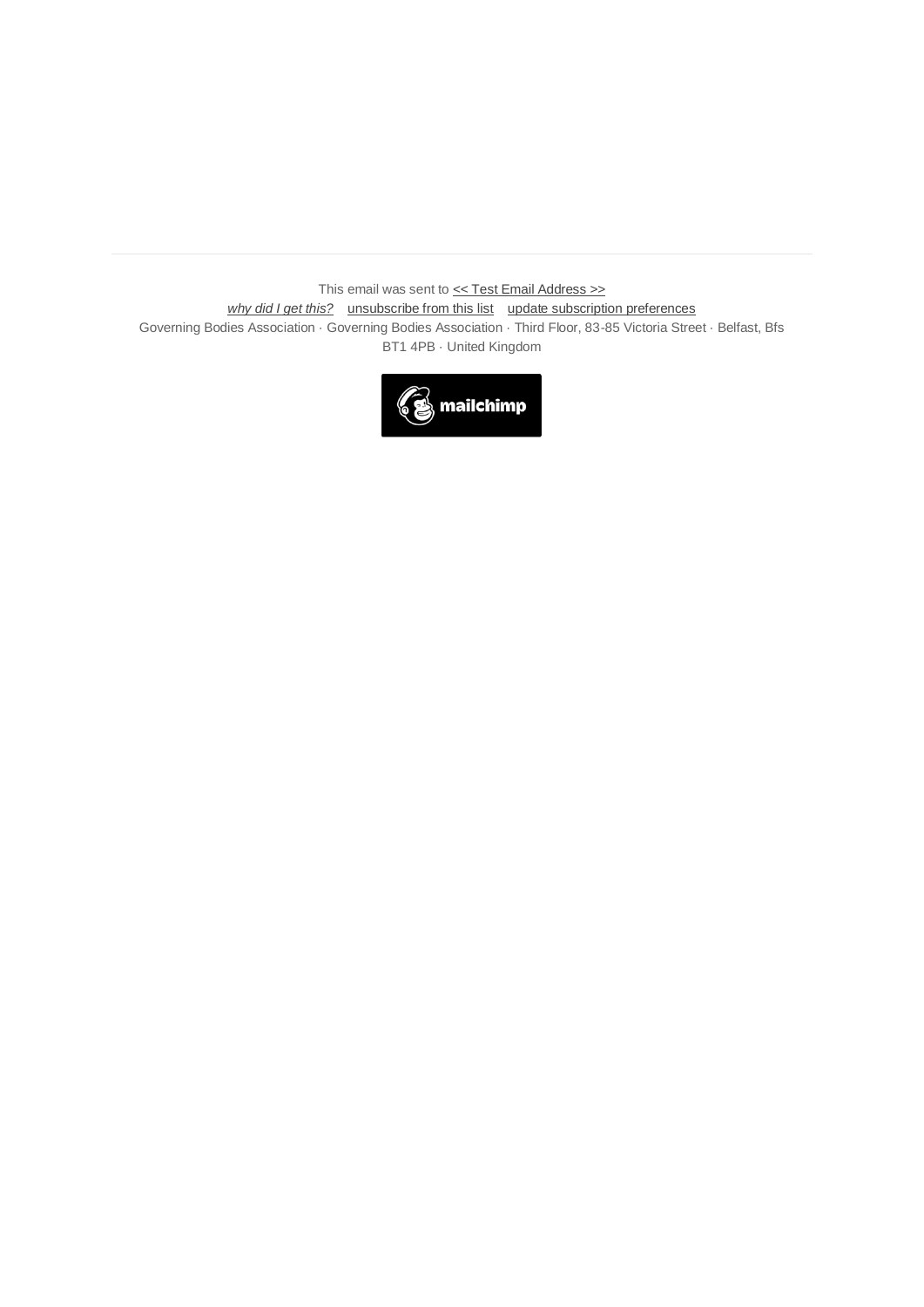---

This email was sent to << Test Email Address >>

*why did I get this?* unsubscribe from this list update subscription preferences

Governing Bodies Association · Governing Bodies Association · Third Floor, 83-85 Victoria Street · Belfast, Bfs BT1 4PB · United Kingdom

mailchimp